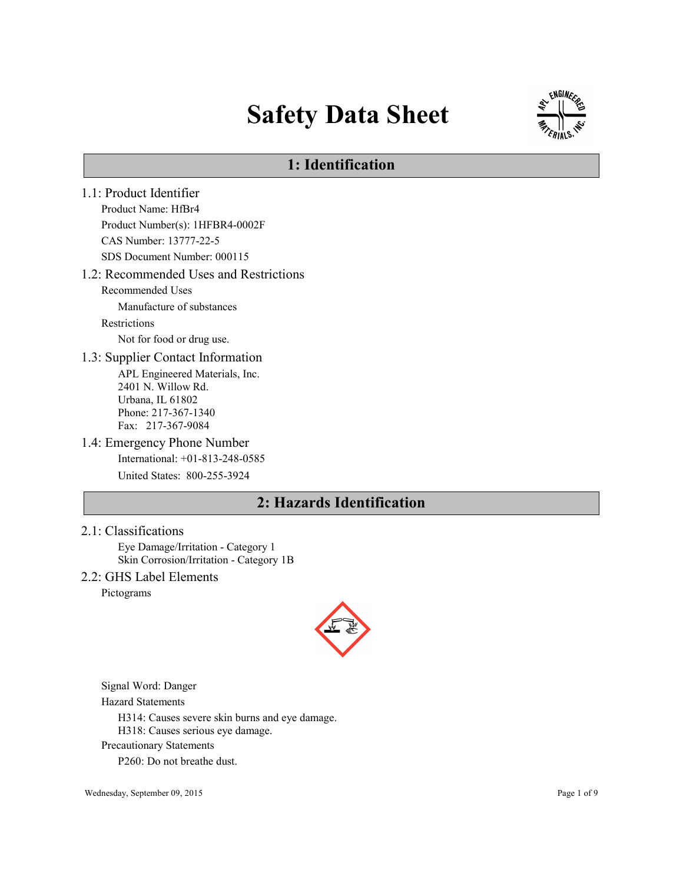# Safety Data Sheet

## 1: Identification

### 1.1: Product Identifier

Product Name: HfBr4

Product Number(s): 1HFBR4-0002F

CAS Number: 13777-22-5

SDS Document Number: 000115

### 1.2: Recommended Uses and Restrictions

Recommended Uses

Manufacture of substances

Restrictions

Not for food or drug use.

### 1.3: Supplier Contact Information

APL Engineered Materials, Inc.
2401 N. Willow Rd.
Urbana, IL 61802
Phone: 217-367-1340
Fax: 217-367-9084

### 1.4: Emergency Phone Number

International: +01-813-248-0585

United States: 800-255-3924

## 2: Hazards Identification

### 2.1: Classifications

Eye Damage/Irritation - Category 1
Skin Corrosion/Irritation - Category 1B

### 2.2: GHS Label Elements

Pictograms

Signal Word: Danger

Hazard Statements

H314: Causes severe skin burns and eye damage.
H318: Causes serious eye damage.

Precautionary Statements

P260: Do not breathe dust.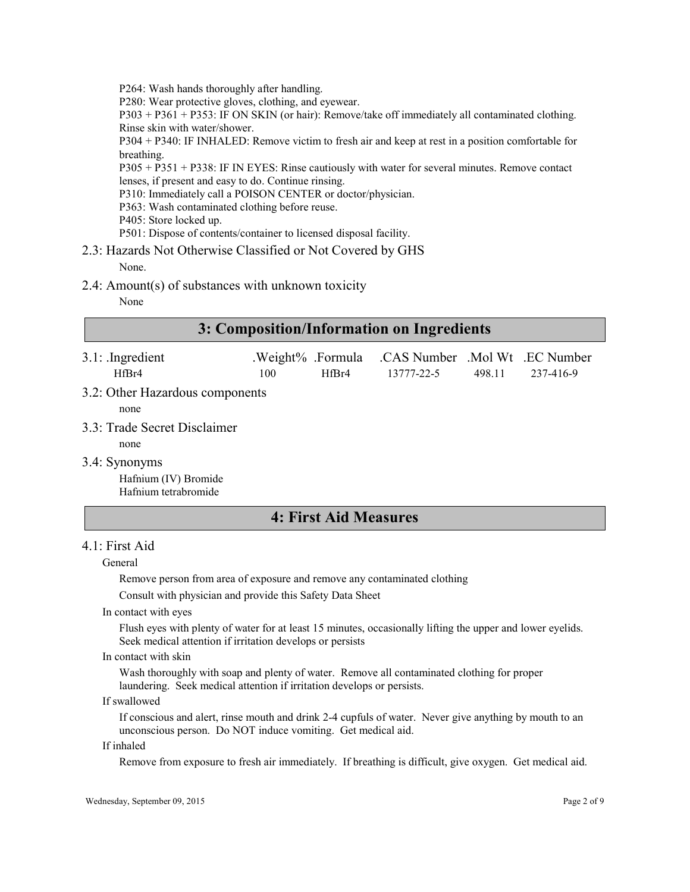P264: Wash hands thoroughly after handling.
P280: Wear protective gloves, clothing, and eyewear.
P303 + P361 + P353: IF ON SKIN (or hair): Remove/take off immediately all contaminated clothing. Rinse skin with water/shower.
P304 + P340: IF INHALED: Remove victim to fresh air and keep at rest in a position comfortable for breathing.
P305 + P351 + P338: IF IN EYES: Rinse cautiously with water for several minutes. Remove contact lenses, if present and easy to do. Continue rinsing.
P310: Immediately call a POISON CENTER or doctor/physician.
P363: Wash contaminated clothing before reuse.
P405: Store locked up.
P501: Dispose of contents/container to licensed disposal facility.

### 2.3: Hazards Not Otherwise Classified or Not Covered by GHS

None.

### 2.4: Amount(s) of substances with unknown toxicity

None

## 3: Composition/Information on Ingredients

### 3.1: Ingredient

| .Ingredient | .Weight% | .Formula | .CAS Number | .Mol Wt | .EC Number |
|---|---|---|---|---|---|
| HfBr4 | 100 | HfBr4 | 13777-22-5 | 498.11 | 237-416-9 |

### 3.2: Other Hazardous components

none

### 3.3: Trade Secret Disclaimer

none

### 3.4: Synonyms

Hafnium (IV) Bromide
Hafnium tetrabromide

## 4: First Aid Measures

### 4.1: First Aid

**General**

Remove person from area of exposure and remove any contaminated clothing

Consult with physician and provide this Safety Data Sheet

**In contact with eyes**

Flush eyes with plenty of water for at least 15 minutes, occasionally lifting the upper and lower eyelids. Seek medical attention if irritation develops or persists

**In contact with skin**

Wash thoroughly with soap and plenty of water. Remove all contaminated clothing for proper laundering. Seek medical attention if irritation develops or persists.

**If swallowed**

If conscious and alert, rinse mouth and drink 2-4 cupfuls of water. Never give anything by mouth to an unconscious person. Do NOT induce vomiting. Get medical aid.

**If inhaled**

Remove from exposure to fresh air immediately. If breathing is difficult, give oxygen. Get medical aid.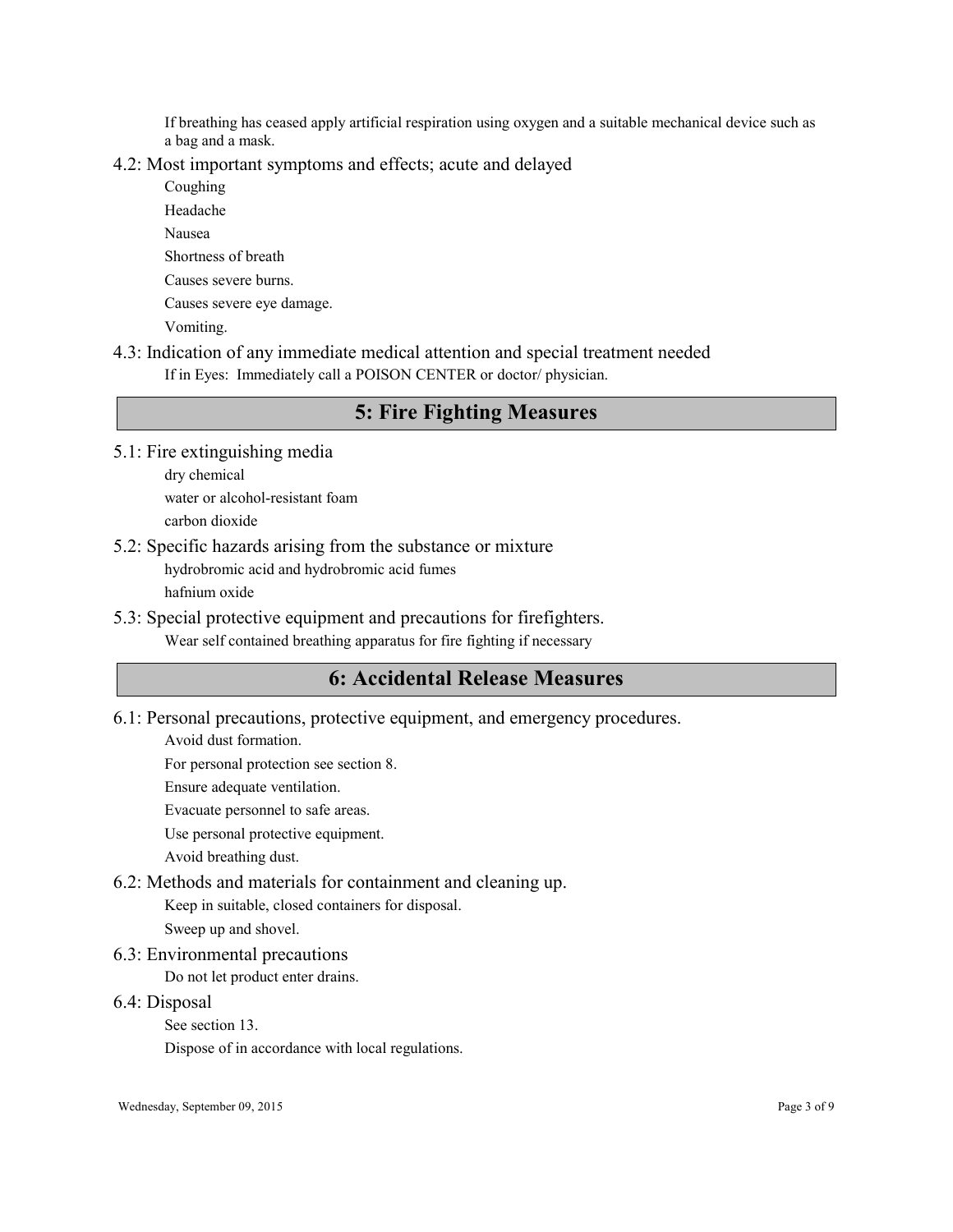If breathing has ceased apply artificial respiration using oxygen and a suitable mechanical device such as a bag and a mask.

### 4.2: Most important symptoms and effects; acute and delayed

Coughing

Headache

Nausea

Shortness of breath

Causes severe burns.

Causes severe eye damage.

Vomiting.

### 4.3: Indication of any immediate medical attention and special treatment needed

If in Eyes: Immediately call a POISON CENTER or doctor/ physician.

## 5: Fire Fighting Measures

### 5.1: Fire extinguishing media

dry chemical

water or alcohol-resistant foam

carbon dioxide

### 5.2: Specific hazards arising from the substance or mixture

hydrobromic acid and hydrobromic acid fumes

hafnium oxide

### 5.3: Special protective equipment and precautions for firefighters.

Wear self contained breathing apparatus for fire fighting if necessary

## 6: Accidental Release Measures

### 6.1: Personal precautions, protective equipment, and emergency procedures.

Avoid dust formation.

For personal protection see section 8.

Ensure adequate ventilation.

Evacuate personnel to safe areas.

Use personal protective equipment.

Avoid breathing dust.

### 6.2: Methods and materials for containment and cleaning up.

Keep in suitable, closed containers for disposal.

Sweep up and shovel.

### 6.3: Environmental precautions

Do not let product enter drains.

### 6.4: Disposal

See section 13.

Dispose of in accordance with local regulations.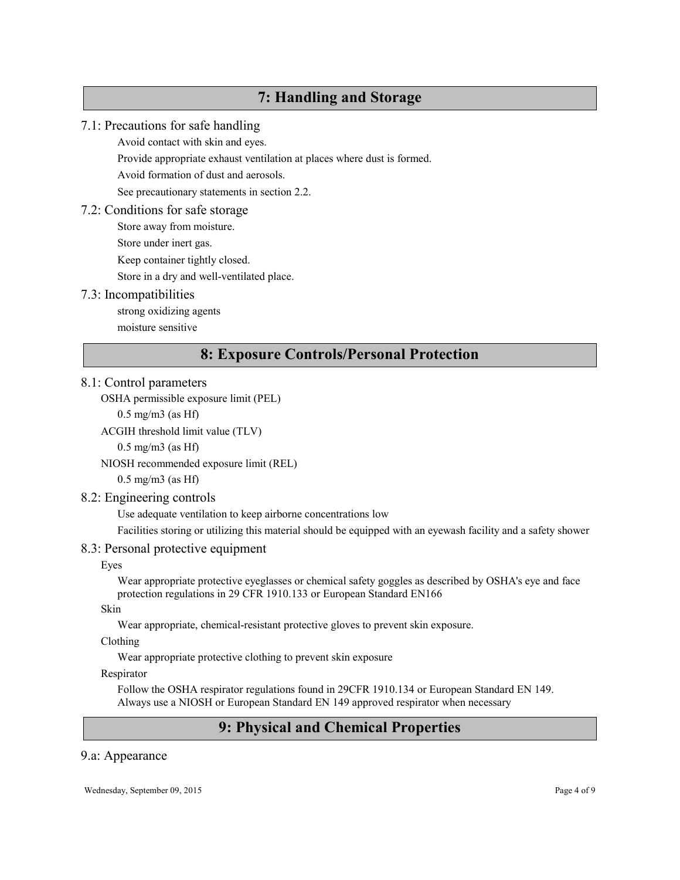## 7: Handling and Storage

### 7.1: Precautions for safe handling

Avoid contact with skin and eyes.

Provide appropriate exhaust ventilation at places where dust is formed.

Avoid formation of dust and aerosols.

See precautionary statements in section 2.2.

### 7.2: Conditions for safe storage

Store away from moisture.

Store under inert gas.

Keep container tightly closed.

Store in a dry and well-ventilated place.

### 7.3: Incompatibilities

strong oxidizing agents

moisture sensitive

## 8: Exposure Controls/Personal Protection

### 8.1: Control parameters

OSHA permissible exposure limit (PEL)

0.5 mg/m3 (as Hf)

ACGIH threshold limit value (TLV)

0.5 mg/m3 (as Hf)

NIOSH recommended exposure limit (REL)

0.5 mg/m3 (as Hf)

### 8.2: Engineering controls

Use adequate ventilation to keep airborne concentrations low

Facilities storing or utilizing this material should be equipped with an eyewash facility and a safety shower

### 8.3: Personal protective equipment

Eyes

Wear appropriate protective eyeglasses or chemical safety goggles as described by OSHA's eye and face protection regulations in 29 CFR 1910.133 or European Standard EN166

Skin

Wear appropriate, chemical-resistant protective gloves to prevent skin exposure.

Clothing

Wear appropriate protective clothing to prevent skin exposure

Respirator

Follow the OSHA respirator regulations found in 29CFR 1910.134 or European Standard EN 149. Always use a NIOSH or European Standard EN 149 approved respirator when necessary

## 9: Physical and Chemical Properties

### 9.a: Appearance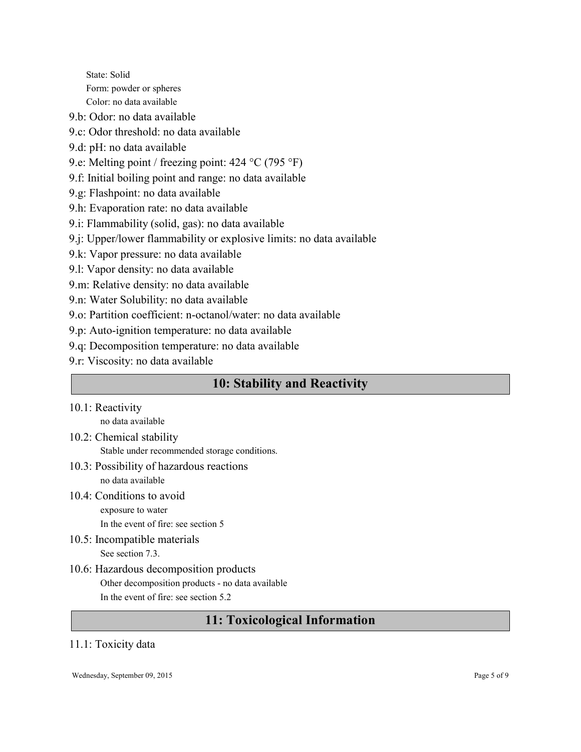State: Solid

Form: powder or spheres

Color: no data available

9.b: Odor: no data available

9.c: Odor threshold: no data available

9.d: pH: no data available

9.e: Melting point / freezing point: 424 °C (795 °F)

9.f: Initial boiling point and range: no data available

9.g: Flashpoint: no data available

9.h: Evaporation rate: no data available

9.i: Flammability (solid, gas): no data available

9.j: Upper/lower flammability or explosive limits: no data available

9.k: Vapor pressure: no data available

9.l: Vapor density: no data available

9.m: Relative density: no data available

9.n: Water Solubility: no data available

9.o: Partition coefficient: n-octanol/water: no data available

9.p: Auto-ignition temperature: no data available

9.q: Decomposition temperature: no data available

9.r: Viscosity: no data available

## 10: Stability and Reactivity

10.1: Reactivity

no data available

10.2: Chemical stability

Stable under recommended storage conditions.

10.3: Possibility of hazardous reactions

no data available

10.4: Conditions to avoid

exposure to water

In the event of fire: see section 5

10.5: Incompatible materials

See section 7.3.

10.6: Hazardous decomposition products

Other decomposition products - no data available

In the event of fire: see section 5.2

## 11: Toxicological Information

11.1: Toxicity data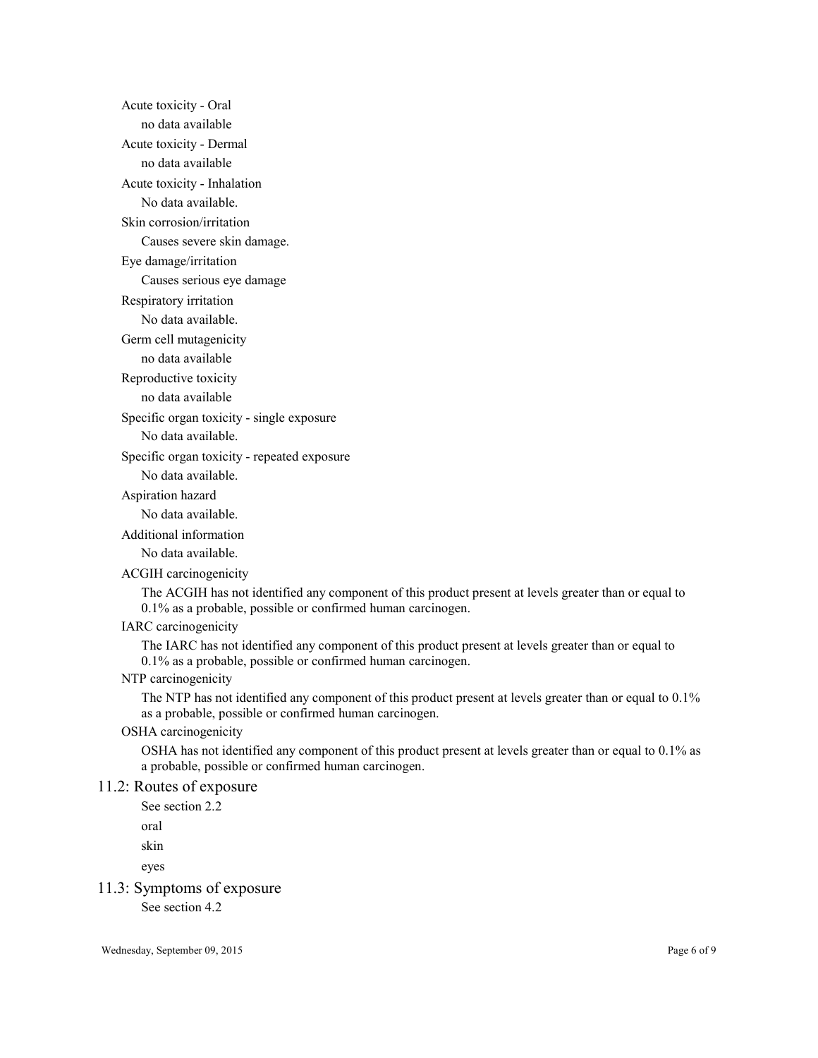Acute toxicity - Oral

no data available

Acute toxicity - Dermal

no data available

Acute toxicity - Inhalation

No data available.

Skin corrosion/irritation

Causes severe skin damage.

Eye damage/irritation

Causes serious eye damage

Respiratory irritation

No data available.

Germ cell mutagenicity

no data available

Reproductive toxicity

no data available

Specific organ toxicity - single exposure

No data available.

Specific organ toxicity - repeated exposure

No data available.

Aspiration hazard

No data available.

Additional information

No data available.

ACGIH carcinogenicity

The ACGIH has not identified any component of this product present at levels greater than or equal to 0.1% as a probable, possible or confirmed human carcinogen.

IARC carcinogenicity

The IARC has not identified any component of this product present at levels greater than or equal to 0.1% as a probable, possible or confirmed human carcinogen.

NTP carcinogenicity

The NTP has not identified any component of this product present at levels greater than or equal to 0.1% as a probable, possible or confirmed human carcinogen.

OSHA carcinogenicity

OSHA has not identified any component of this product present at levels greater than or equal to 0.1% as a probable, possible or confirmed human carcinogen.

## 11.2: Routes of exposure

See section 2.2

oral

skin

eyes

## 11.3: Symptoms of exposure

See section 4.2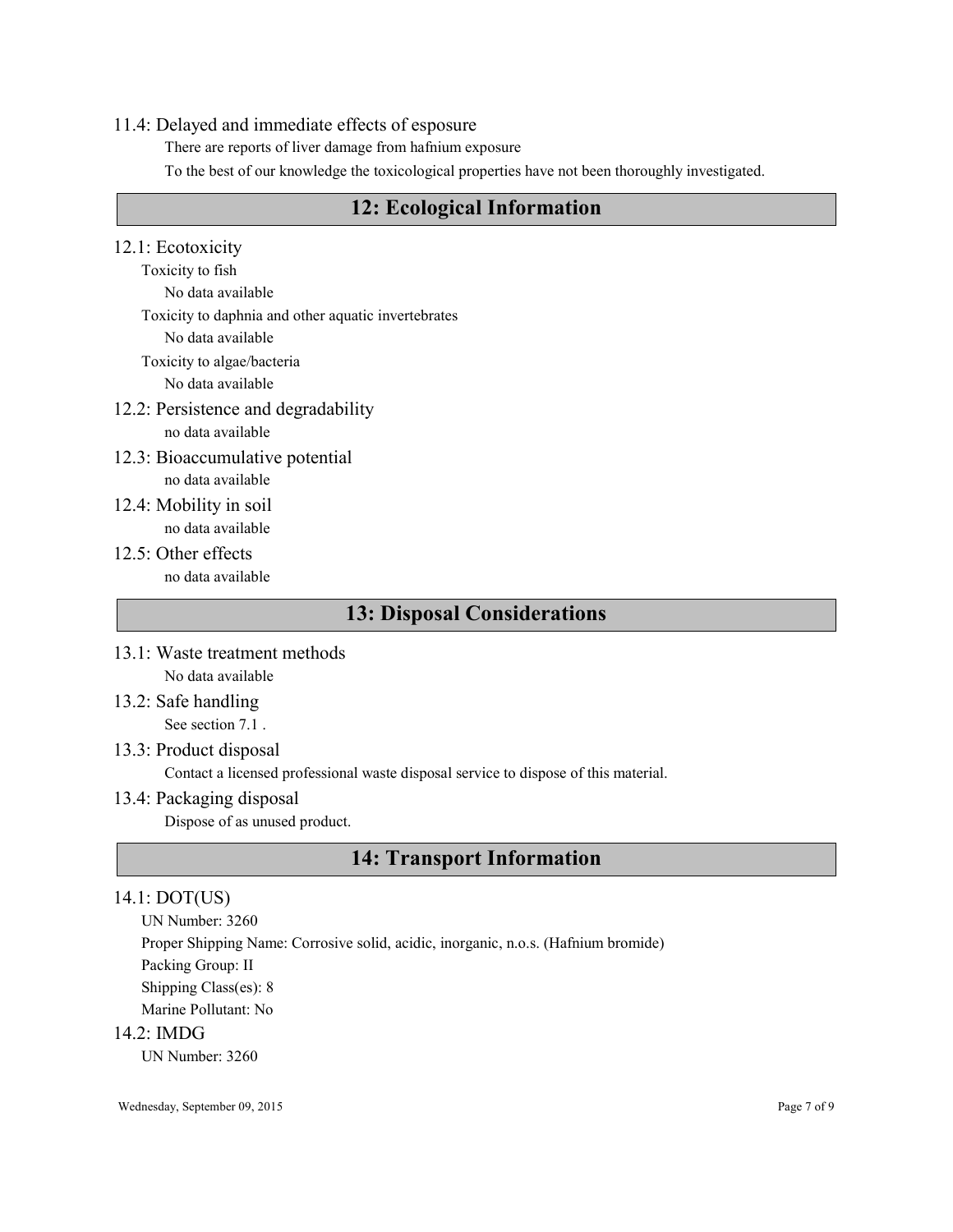### 11.4: Delayed and immediate effects of esposure

There are reports of liver damage from hafnium exposure

To the best of our knowledge the toxicological properties have not been thoroughly investigated.

## 12: Ecological Information

### 12.1: Ecotoxicity

Toxicity to fish

No data available

Toxicity to daphnia and other aquatic invertebrates

No data available

Toxicity to algae/bacteria

No data available

### 12.2: Persistence and degradability

no data available

### 12.3: Bioaccumulative potential

no data available

### 12.4: Mobility in soil

no data available

### 12.5: Other effects

no data available

## 13: Disposal Considerations

### 13.1: Waste treatment methods

No data available

### 13.2: Safe handling

See section 7.1 .

### 13.3: Product disposal

Contact a licensed professional waste disposal service to dispose of this material.

### 13.4: Packaging disposal

Dispose of as unused product.

## 14: Transport Information

### 14.1: DOT(US)

UN Number: 3260

Proper Shipping Name: Corrosive solid, acidic, inorganic, n.o.s. (Hafnium bromide)

Packing Group: II

Shipping Class(es): 8

Marine Pollutant: No

### 14.2: IMDG

UN Number: 3260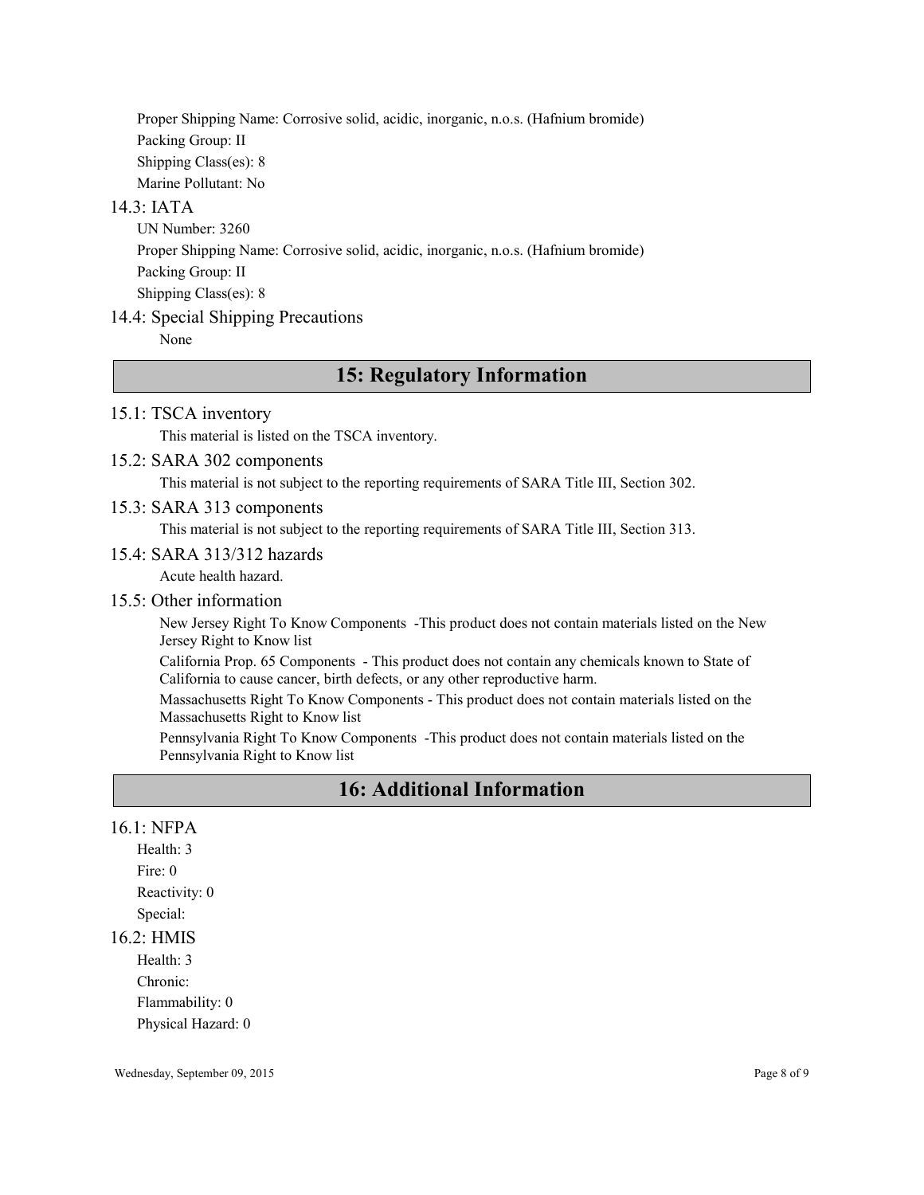Proper Shipping Name: Corrosive solid, acidic, inorganic, n.o.s. (Hafnium bromide)

Packing Group: II

Shipping Class(es): 8

Marine Pollutant: No

### 14.3: IATA

UN Number: 3260

Proper Shipping Name: Corrosive solid, acidic, inorganic, n.o.s. (Hafnium bromide)

Packing Group: II

Shipping Class(es): 8

### 14.4: Special Shipping Precautions

None

## 15: Regulatory Information

### 15.1: TSCA inventory

This material is listed on the TSCA inventory.

### 15.2: SARA 302 components

This material is not subject to the reporting requirements of SARA Title III, Section 302.

### 15.3: SARA 313 components

This material is not subject to the reporting requirements of SARA Title III, Section 313.

### 15.4: SARA 313/312 hazards

Acute health hazard.

### 15.5: Other information

New Jersey Right To Know Components -This product does not contain materials listed on the New Jersey Right to Know list

California Prop. 65 Components - This product does not contain any chemicals known to State of California to cause cancer, birth defects, or any other reproductive harm.

Massachusetts Right To Know Components - This product does not contain materials listed on the Massachusetts Right to Know list

Pennsylvania Right To Know Components -This product does not contain materials listed on the Pennsylvania Right to Know list

## 16: Additional Information

### 16.1: NFPA

Health: 3

Fire: 0

Reactivity: 0

Special:

### 16.2: HMIS

Health: 3

Chronic:

Flammability: 0

Physical Hazard: 0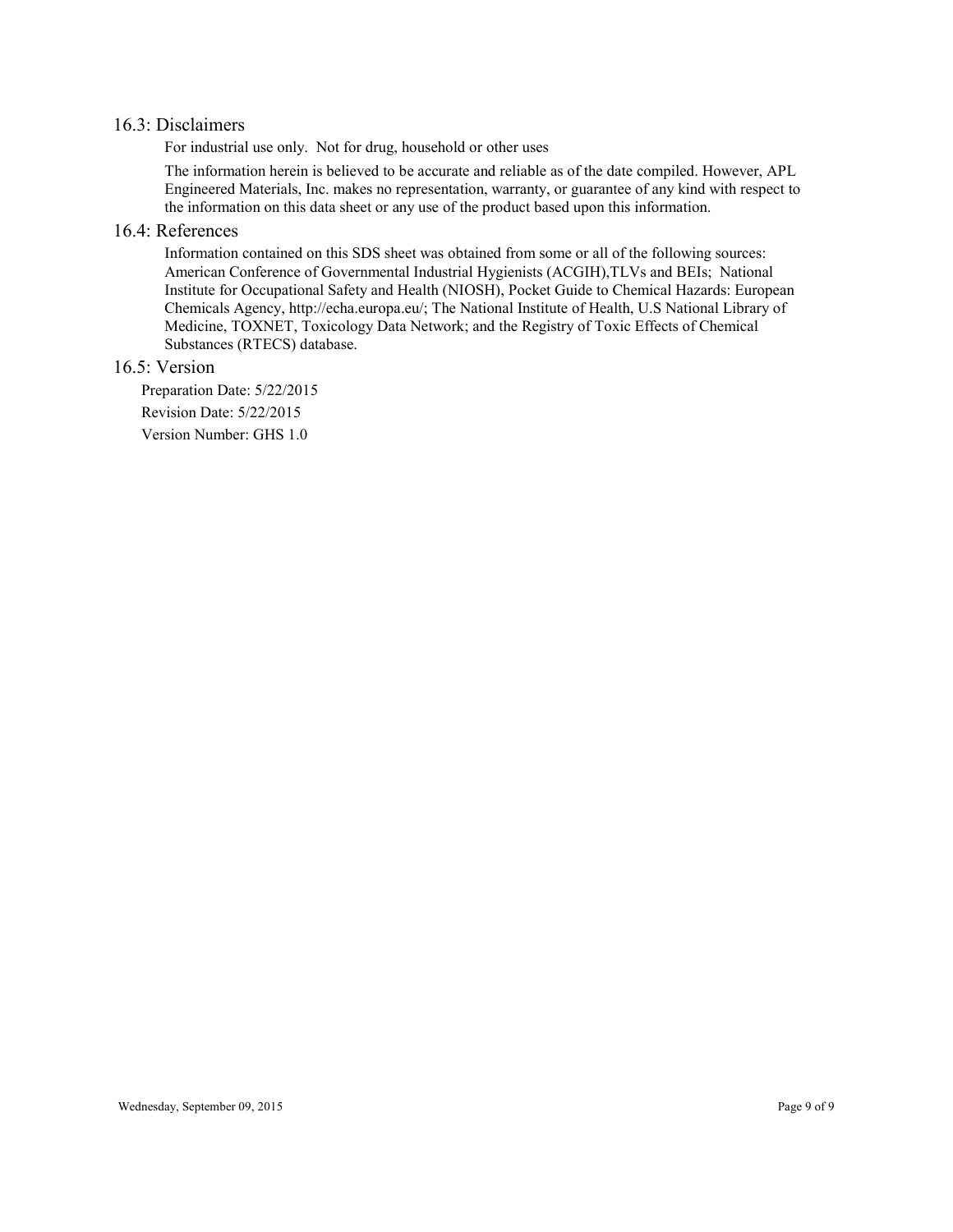## 16.3: Disclaimers

For industrial use only.  Not for drug, household or other uses

The information herein is believed to be accurate and reliable as of the date compiled. However, APL Engineered Materials, Inc. makes no representation, warranty, or guarantee of any kind with respect to the information on this data sheet or any use of the product based upon this information.

## 16.4: References

Information contained on this SDS sheet was obtained from some or all of the following sources: American Conference of Governmental Industrial Hygienists (ACGIH),TLVs and BEIs;  National Institute for Occupational Safety and Health (NIOSH), Pocket Guide to Chemical Hazards: European Chemicals Agency, http://echa.europa.eu/; The National Institute of Health, U.S National Library of Medicine, TOXNET, Toxicology Data Network; and the Registry of Toxic Effects of Chemical Substances (RTECS) database.

## 16.5: Version

Preparation Date: 5/22/2015

Revision Date: 5/22/2015

Version Number: GHS 1.0